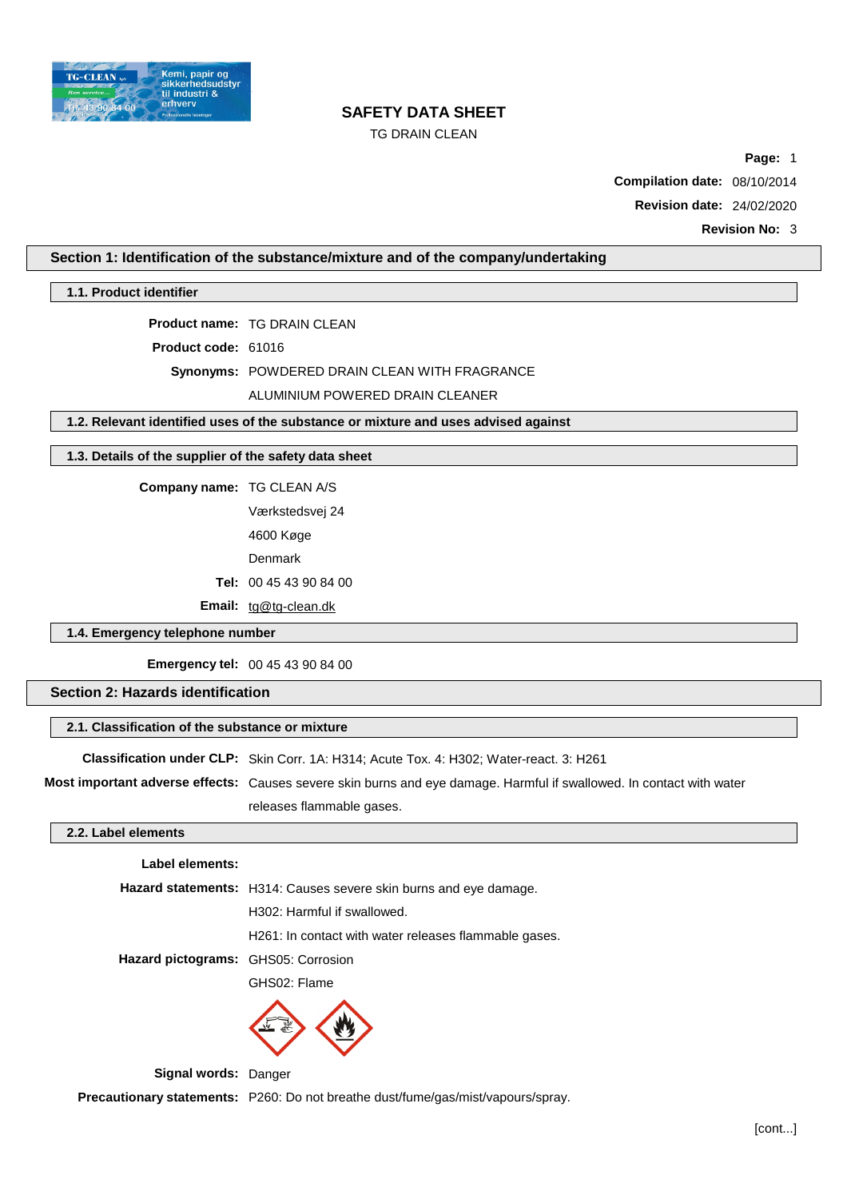# SAFETY DATA SHEET

TG DRAIN CLEAN

**Page:** 1

**Compilation date:** 08/10/2014

**Revision date:** 24/02/2020

**Revision No:** 3

## Section 1: Identification of the substance/mixture and of the company/undertaking

### 1.1. Product identifier

**Product name:** TG DRAIN CLEAN

**Product code:** 61016

**Synonyms:** POWDERED DRAIN CLEAN WITH FRAGRANCE

ALUMINIUM POWERED DRAIN CLEANER

### 1.2. Relevant identified uses of the substance or mixture and uses advised against

### 1.3. Details of the supplier of the safety data sheet

**Company name:** TG CLEAN A/S

Værkstedsvej 24

4600 Køge

Denmark

**Tel:** 00 45 43 90 84 00

**Email:** tg@tg-clean.dk

### 1.4. Emergency telephone number

**Emergency tel:** 00 45 43 90 84 00

## Section 2: Hazards identification

### 2.1. Classification of the substance or mixture

**Classification under CLP:** Skin Corr. 1A: H314; Acute Tox. 4: H302; Water-react. 3: H261

**Most important adverse effects:** Causes severe skin burns and eye damage. Harmful if swallowed. In contact with water releases flammable gases.

### 2.2. Label elements

**Label elements:**

**Hazard statements:** H314: Causes severe skin burns and eye damage.

H302: Harmful if swallowed.

H261: In contact with water releases flammable gases.

**Hazard pictograms:** GHS05: Corrosion

GHS02: Flame

**Signal words:** Danger

**Precautionary statements:** P260: Do not breathe dust/fume/gas/mist/vapours/spray.

[cont...]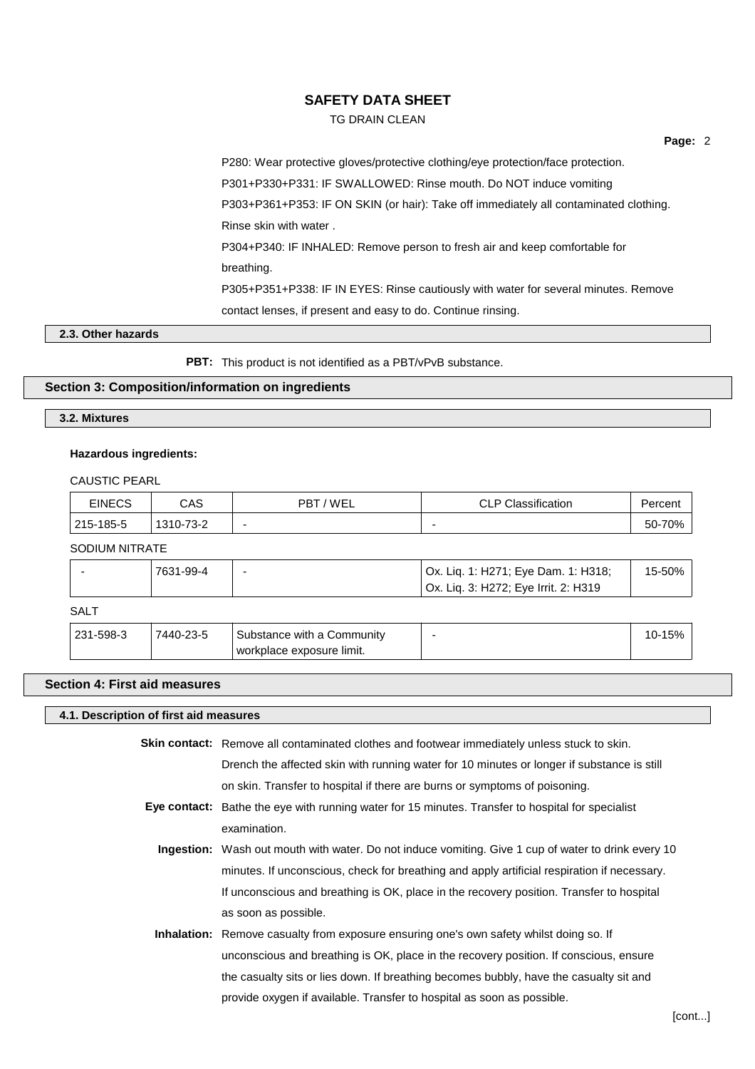P280: Wear protective gloves/protective clothing/eye protection/face protection.

P301+P330+P331: IF SWALLOWED: Rinse mouth. Do NOT induce vomiting

P303+P361+P353: IF ON SKIN (or hair): Take off immediately all contaminated clothing. Rinse skin with water .

P304+P340: IF INHALED: Remove person to fresh air and keep comfortable for breathing.

P305+P351+P338: IF IN EYES: Rinse cautiously with water for several minutes. Remove contact lenses, if present and easy to do. Continue rinsing.

### 2.3. Other hazards

**PBT:** This product is not identified as a PBT/vPvB substance.

## Section 3: Composition/information on ingredients

### 3.2. Mixtures

**Hazardous ingredients:**

CAUSTIC PEARL

| EINECS | CAS | PBT / WEL | CLP Classification | Percent |
|---|---|---|---|---|
| 215-185-5 | 1310-73-2 | - | - | 50-70% |

SODIUM NITRATE

| EINECS | CAS | PBT / WEL | CLP Classification | Percent |
|---|---|---|---|---|
| - | 7631-99-4 | - | Ox. Liq. 1: H271; Eye Dam. 1: H318; Ox. Liq. 3: H272; Eye Irrit. 2: H319 | 15-50% |

SALT

| EINECS | CAS | PBT / WEL | CLP Classification | Percent |
|---|---|---|---|---|
| 231-598-3 | 7440-23-5 | Substance with a Community workplace exposure limit. | - | 10-15% |

## Section 4: First aid measures

### 4.1. Description of first aid measures

**Skin contact:** Remove all contaminated clothes and footwear immediately unless stuck to skin. Drench the affected skin with running water for 10 minutes or longer if substance is still on skin. Transfer to hospital if there are burns or symptoms of poisoning.

**Eye contact:** Bathe the eye with running water for 15 minutes. Transfer to hospital for specialist examination.

**Ingestion:** Wash out mouth with water. Do not induce vomiting. Give 1 cup of water to drink every 10 minutes. If unconscious, check for breathing and apply artificial respiration if necessary. If unconscious and breathing is OK, place in the recovery position. Transfer to hospital as soon as possible.

**Inhalation:** Remove casualty from exposure ensuring one's own safety whilst doing so. If unconscious and breathing is OK, place in the recovery position. If conscious, ensure the casualty sits or lies down. If breathing becomes bubbly, have the casualty sit and provide oxygen if available. Transfer to hospital as soon as possible.

[cont...]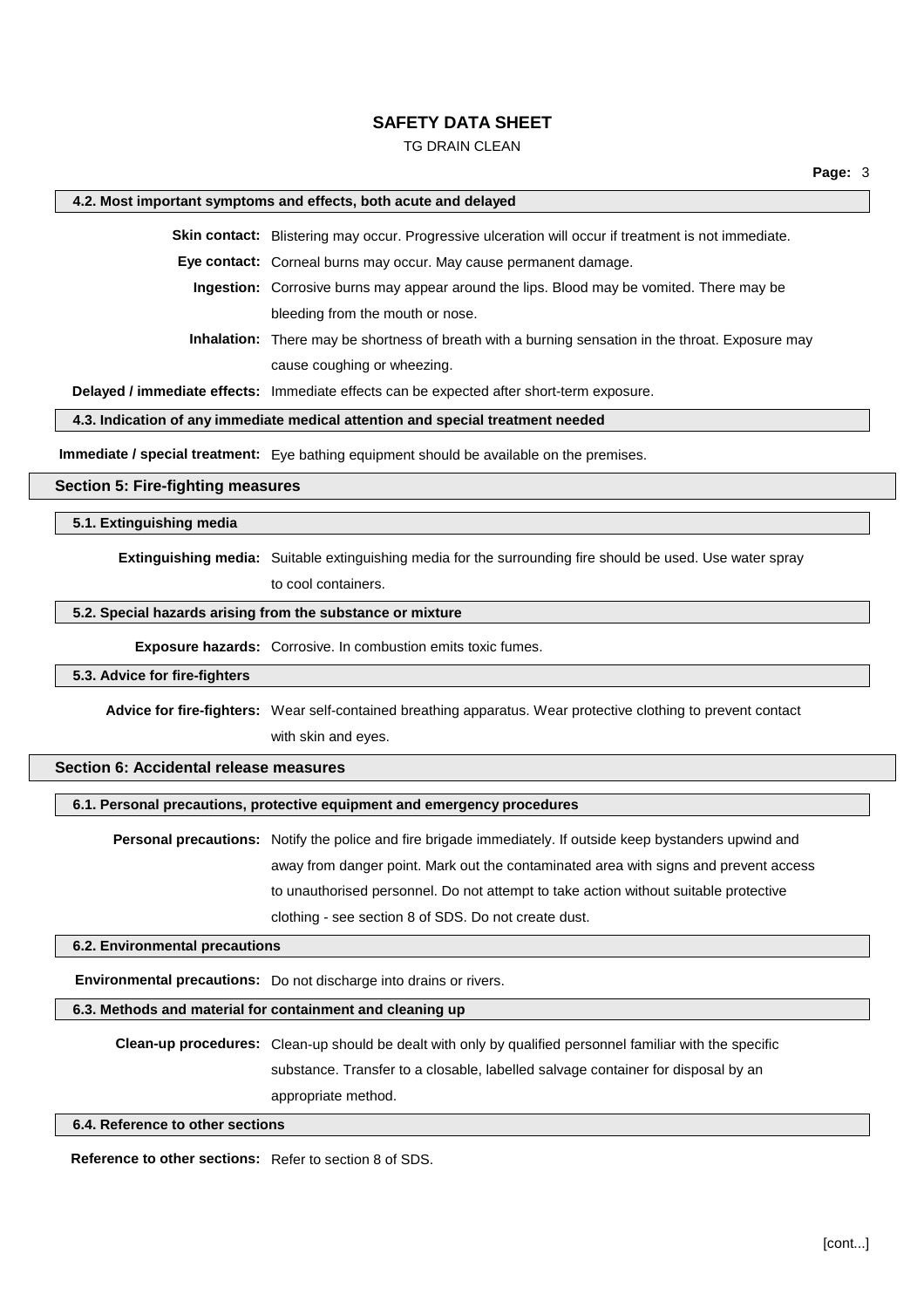#### 4.2. Most important symptoms and effects, both acute and delayed

**Skin contact:** Blistering may occur. Progressive ulceration will occur if treatment is not immediate.

**Eye contact:** Corneal burns may occur. May cause permanent damage.

**Ingestion:** Corrosive burns may appear around the lips. Blood may be vomited. There may be bleeding from the mouth or nose.

**Inhalation:** There may be shortness of breath with a burning sensation in the throat. Exposure may cause coughing or wheezing.

**Delayed / immediate effects:** Immediate effects can be expected after short-term exposure.

#### 4.3. Indication of any immediate medical attention and special treatment needed

**Immediate / special treatment:** Eye bathing equipment should be available on the premises.

### Section 5: Fire-fighting measures

#### 5.1. Extinguishing media

**Extinguishing media:** Suitable extinguishing media for the surrounding fire should be used. Use water spray to cool containers.

#### 5.2. Special hazards arising from the substance or mixture

**Exposure hazards:** Corrosive. In combustion emits toxic fumes.

#### 5.3. Advice for fire-fighters

**Advice for fire-fighters:** Wear self-contained breathing apparatus. Wear protective clothing to prevent contact with skin and eyes.

### Section 6: Accidental release measures

#### 6.1. Personal precautions, protective equipment and emergency procedures

**Personal precautions:** Notify the police and fire brigade immediately. If outside keep bystanders upwind and away from danger point. Mark out the contaminated area with signs and prevent access to unauthorised personnel. Do not attempt to take action without suitable protective clothing - see section 8 of SDS. Do not create dust.

#### 6.2. Environmental precautions

**Environmental precautions:** Do not discharge into drains or rivers.

#### 6.3. Methods and material for containment and cleaning up

**Clean-up procedures:** Clean-up should be dealt with only by qualified personnel familiar with the specific substance. Transfer to a closable, labelled salvage container for disposal by an appropriate method.

#### 6.4. Reference to other sections

**Reference to other sections:** Refer to section 8 of SDS.

[cont...]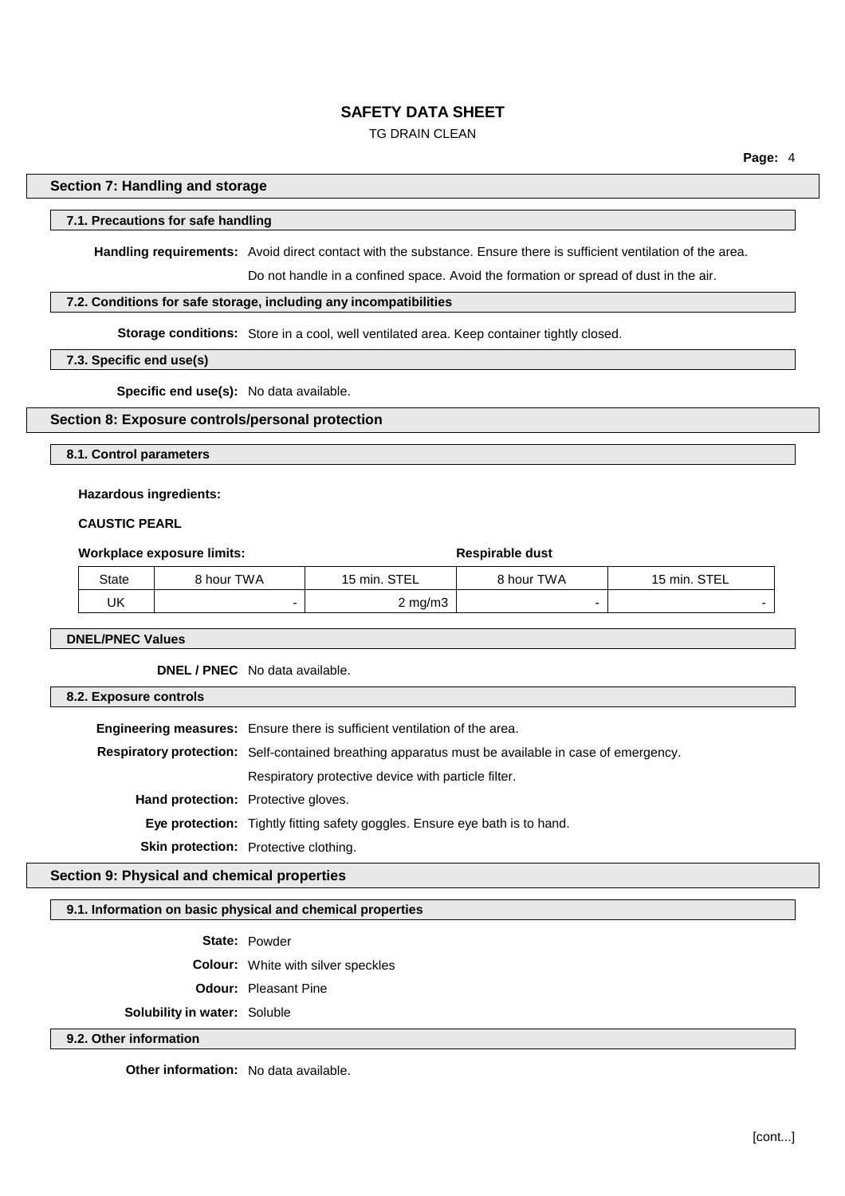## Section 7: Handling and storage

### 7.1. Precautions for safe handling

**Handling requirements:** Avoid direct contact with the substance. Ensure there is sufficient ventilation of the area.

Do not handle in a confined space. Avoid the formation or spread of dust in the air.

### 7.2. Conditions for safe storage, including any incompatibilities

**Storage conditions:** Store in a cool, well ventilated area. Keep container tightly closed.

### 7.3. Specific end use(s)

**Specific end use(s):** No data available.

## Section 8: Exposure controls/personal protection

### 8.1. Control parameters

**Hazardous ingredients:**

**CAUSTIC PEARL**

**Workplace exposure limits:**

| | Workplace exposure limits | | Respirable dust | |
|---|---|---|---|---|
| State | 8 hour TWA | 15 min. STEL | 8 hour TWA | 15 min. STEL |
| UK | - | 2 mg/m3 | - | - |

### DNEL/PNEC Values

**DNEL / PNEC** No data available.

### 8.2. Exposure controls

**Engineering measures:** Ensure there is sufficient ventilation of the area.

**Respiratory protection:** Self-contained breathing apparatus must be available in case of emergency.

Respiratory protective device with particle filter.

**Hand protection:** Protective gloves.

**Eye protection:** Tightly fitting safety goggles. Ensure eye bath is to hand.

**Skin protection:** Protective clothing.

## Section 9: Physical and chemical properties

### 9.1. Information on basic physical and chemical properties

**State:** Powder

**Colour:** White with silver speckles

**Odour:** Pleasant Pine

**Solubility in water:** Soluble

### 9.2. Other information

**Other information:** No data available.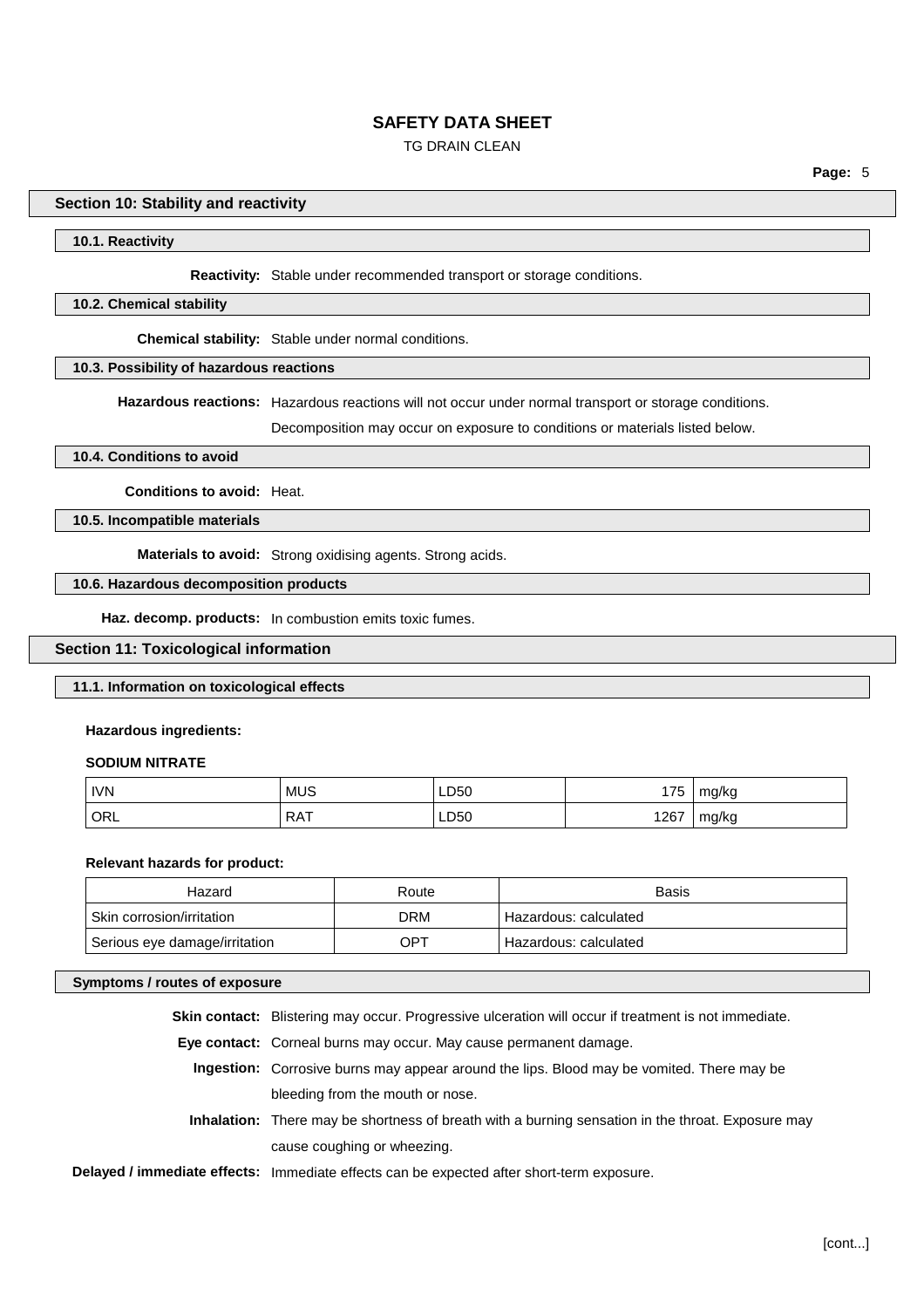## Section 10: Stability and reactivity

### 10.1. Reactivity

**Reactivity:** Stable under recommended transport or storage conditions.

### 10.2. Chemical stability

**Chemical stability:** Stable under normal conditions.

### 10.3. Possibility of hazardous reactions

**Hazardous reactions:** Hazardous reactions will not occur under normal transport or storage conditions.

Decomposition may occur on exposure to conditions or materials listed below.

### 10.4. Conditions to avoid

**Conditions to avoid:** Heat.

### 10.5. Incompatible materials

**Materials to avoid:** Strong oxidising agents. Strong acids.

### 10.6. Hazardous decomposition products

**Haz. decomp. products:** In combustion emits toxic fumes.

## Section 11: Toxicological information

### 11.1. Information on toxicological effects

**Hazardous ingredients:**

**SODIUM NITRATE**

| | | | | |
|---|---|---|---|---|
| IVN | MUS | LD50 | 175 | mg/kg |
| ORL | RAT | LD50 | 1267 | mg/kg |

**Relevant hazards for product:**

| Hazard | Route | Basis |
|---|---|---|
| Skin corrosion/irritation | DRM | Hazardous: calculated |
| Serious eye damage/irritation | OPT | Hazardous: calculated |

### Symptoms / routes of exposure

**Skin contact:** Blistering may occur. Progressive ulceration will occur if treatment is not immediate.

**Eye contact:** Corneal burns may occur. May cause permanent damage.

**Ingestion:** Corrosive burns may appear around the lips. Blood may be vomited. There may be bleeding from the mouth or nose.

**Inhalation:** There may be shortness of breath with a burning sensation in the throat. Exposure may cause coughing or wheezing.

**Delayed / immediate effects:** Immediate effects can be expected after short-term exposure.

[cont...]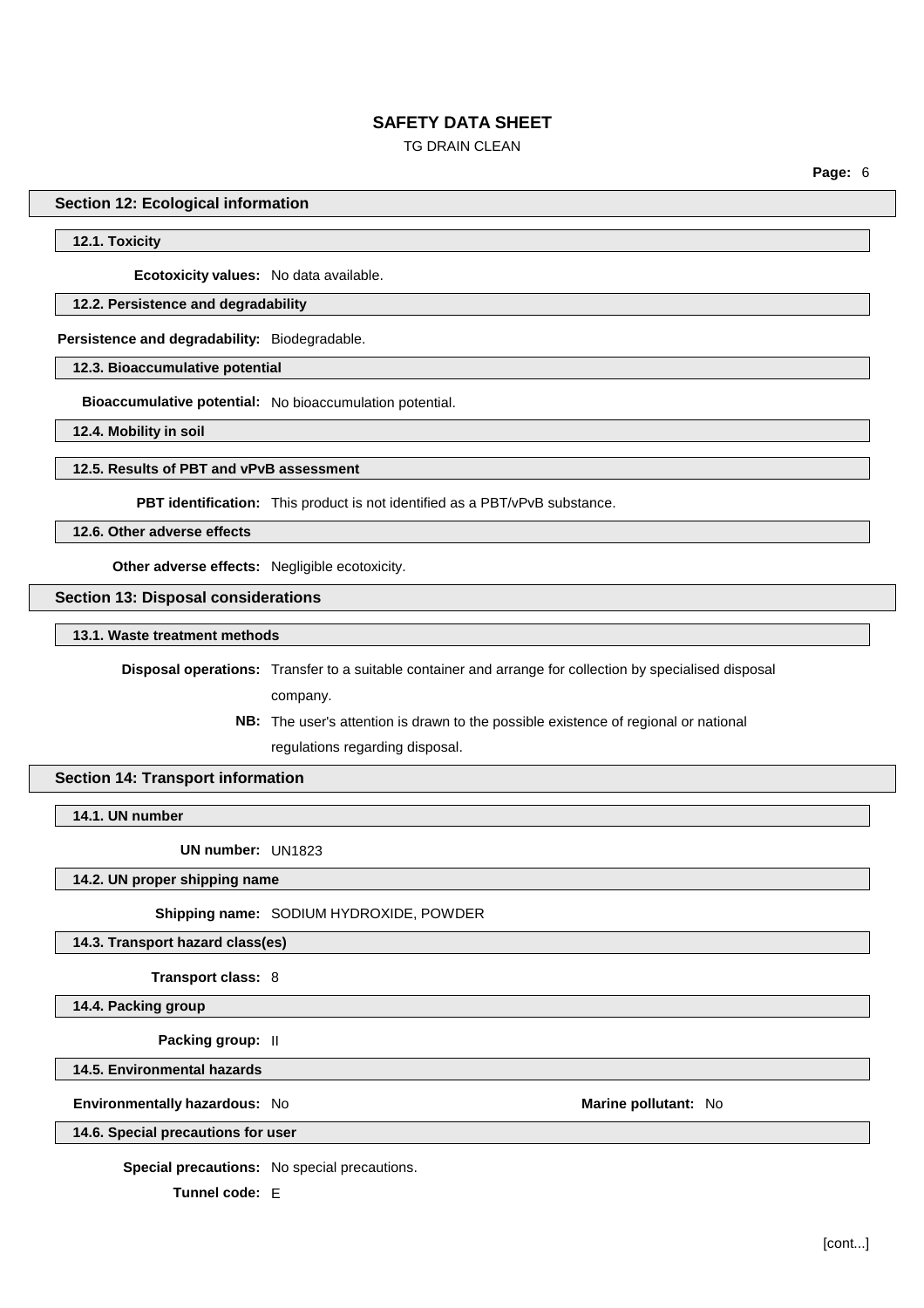## Section 12: Ecological information

### 12.1. Toxicity

**Ecotoxicity values:** No data available.

### 12.2. Persistence and degradability

**Persistence and degradability:** Biodegradable.

### 12.3. Bioaccumulative potential

**Bioaccumulative potential:** No bioaccumulation potential.

### 12.4. Mobility in soil

### 12.5. Results of PBT and vPvB assessment

**PBT identification:** This product is not identified as a PBT/vPvB substance.

### 12.6. Other adverse effects

**Other adverse effects:** Negligible ecotoxicity.

## Section 13: Disposal considerations

### 13.1. Waste treatment methods

**Disposal operations:** Transfer to a suitable container and arrange for collection by specialised disposal company.

**NB:** The user's attention is drawn to the possible existence of regional or national regulations regarding disposal.

## Section 14: Transport information

### 14.1. UN number

**UN number:** UN1823

### 14.2. UN proper shipping name

**Shipping name:** SODIUM HYDROXIDE, POWDER

### 14.3. Transport hazard class(es)

**Transport class:** 8

### 14.4. Packing group

**Packing group:** II

### 14.5. Environmental hazards

**Environmentally hazardous:** No

**Marine pollutant:** No

### 14.6. Special precautions for user

**Special precautions:** No special precautions.

**Tunnel code:** E

[cont...]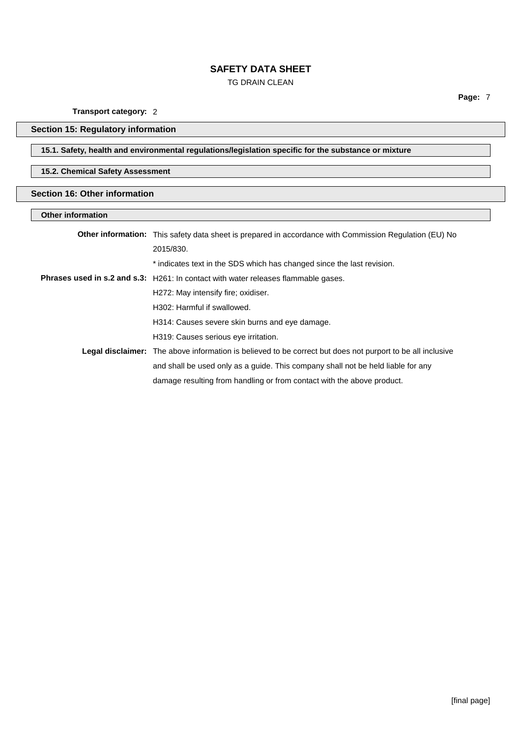**Transport category:** 2

## Section 15: Regulatory information

### 15.1. Safety, health and environmental regulations/legislation specific for the substance or mixture

### 15.2. Chemical Safety Assessment

## Section 16: Other information

### Other information

**Other information:** This safety data sheet is prepared in accordance with Commission Regulation (EU) No 2015/830.

* indicates text in the SDS which has changed since the last revision.

**Phrases used in s.2 and s.3:** H261: In contact with water releases flammable gases.

H272: May intensify fire; oxidiser.

H302: Harmful if swallowed.

H314: Causes severe skin burns and eye damage.

H319: Causes serious eye irritation.

**Legal disclaimer:** The above information is believed to be correct but does not purport to be all inclusive and shall be used only as a guide. This company shall not be held liable for any damage resulting from handling or from contact with the above product.

[final page]